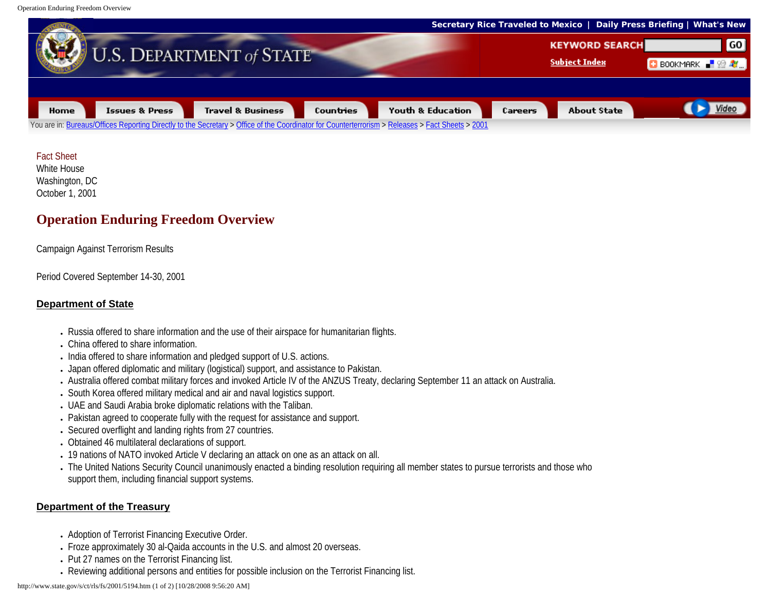You are in: Bureaus/Offices Reporting Directly to the Secretary > Office of the Coordinator for Counterterrorism > Releases > Fact Sheets > 2001

Fact Sheet
White House
Washington, DC
October 1, 2001

# Operation Enduring Freedom Overview

Campaign Against Terrorism Results

Period Covered September 14-30, 2001

## Department of State

- Russia offered to share information and the use of their airspace for humanitarian flights.
- China offered to share information.
- India offered to share information and pledged support of U.S. actions.
- Japan offered diplomatic and military (logistical) support, and assistance to Pakistan.
- Australia offered combat military forces and invoked Article IV of the ANZUS Treaty, declaring September 11 an attack on Australia.
- South Korea offered military medical and air and naval logistics support.
- UAE and Saudi Arabia broke diplomatic relations with the Taliban.
- Pakistan agreed to cooperate fully with the request for assistance and support.
- Secured overflight and landing rights from 27 countries.
- Obtained 46 multilateral declarations of support.
- 19 nations of NATO invoked Article V declaring an attack on one as an attack on all.
- The United Nations Security Council unanimously enacted a binding resolution requiring all member states to pursue terrorists and those who support them, including financial support systems.

## Department of the Treasury

- Adoption of Terrorist Financing Executive Order.
- Froze approximately 30 al-Qaida accounts in the U.S. and almost 20 overseas.
- Put 27 names on the Terrorist Financing list.
- Reviewing additional persons and entities for possible inclusion on the Terrorist Financing list.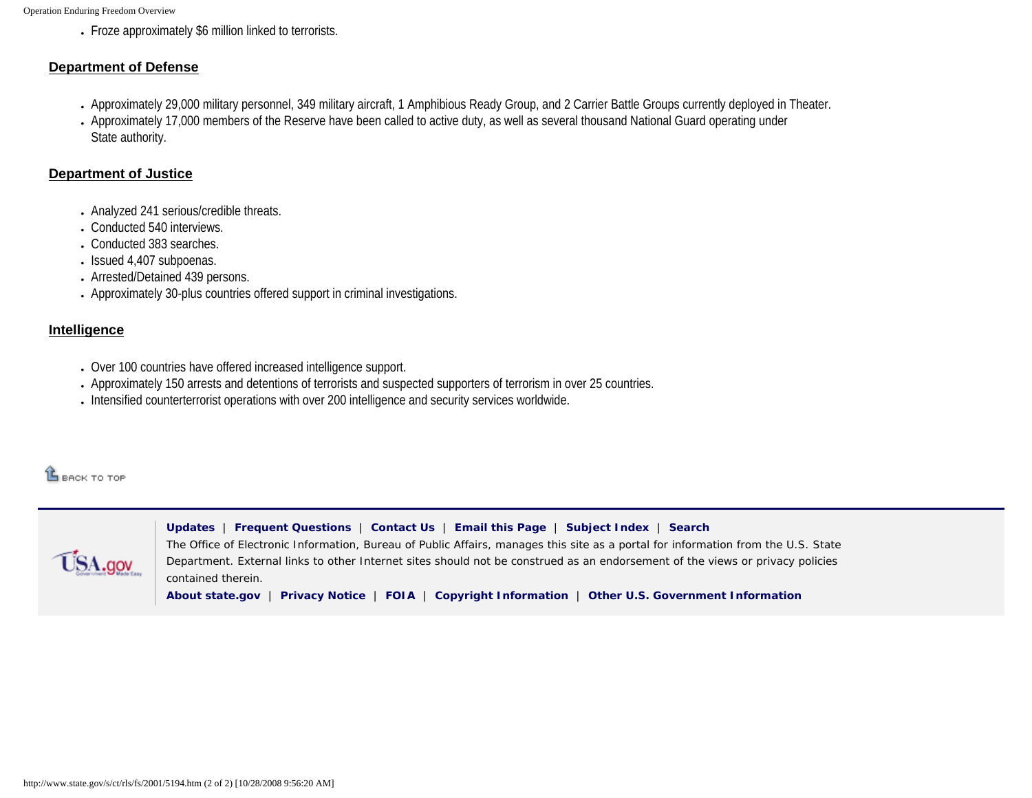- Froze approximately $6 million linked to terrorists.

## Department of Defense

- Approximately 29,000 military personnel, 349 military aircraft, 1 Amphibious Ready Group, and 2 Carrier Battle Groups currently deployed in Theater.
- Approximately 17,000 members of the Reserve have been called to active duty, as well as several thousand National Guard operating under State authority.

## Department of Justice

- Analyzed 241 serious/credible threats.
- Conducted 540 interviews.
- Conducted 383 searches.
- Issued 4,407 subpoenas.
- Arrested/Detained 439 persons.
- Approximately 30-plus countries offered support in criminal investigations.

## Intelligence

- Over 100 countries have offered increased intelligence support.
- Approximately 150 arrests and detentions of terrorists and suspected supporters of terrorism in over 25 countries.
- Intensified counterterrorist operations with over 200 intelligence and security services worldwide.

BACK TO TOP

**Updates** | **Frequent Questions** | **Contact Us** | **Email this Page** | **Subject Index** | **Search**

The Office of Electronic Information, Bureau of Public Affairs, manages this site as a portal for information from the U.S. State Department. External links to other Internet sites should not be construed as an endorsement of the views or privacy policies contained therein.

**About state.gov** | **Privacy Notice** | **FOIA** | **Copyright Information** | **Other U.S. Government Information**